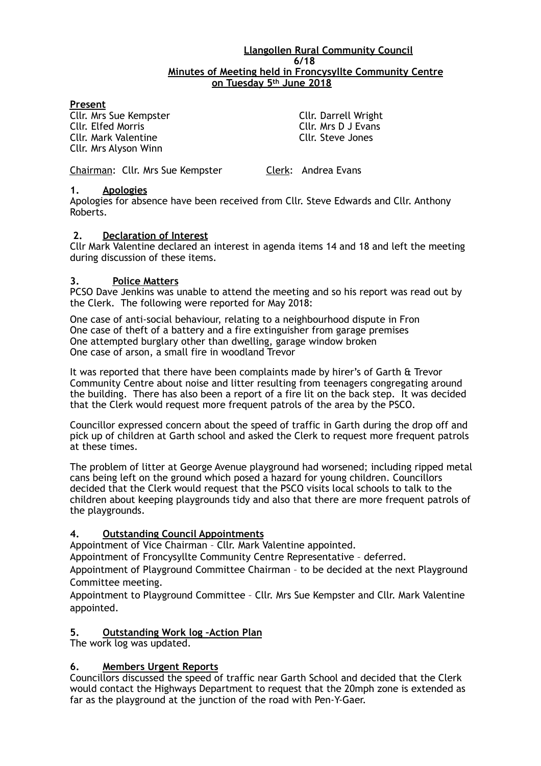**Llangollen Rural Community Council**
**6/18**
**Minutes of Meeting held in Froncysyllte Community Centre on Tuesday 5th June 2018**

**Present**

Cllr. Mrs Sue Kempster
Cllr. Elfed Morris
Cllr. Mark Valentine
Cllr. Mrs Alyson Winn
Cllr. Darrell Wright
Cllr. Mrs D J Evans
Cllr. Steve Jones

Chairman: Cllr. Mrs Sue Kempster    Clerk: Andrea Evans

## 1. Apologies

Apologies for absence have been received from Cllr. Steve Edwards and Cllr. Anthony Roberts.

## 2. Declaration of Interest

Cllr Mark Valentine declared an interest in agenda items 14 and 18 and left the meeting during discussion of these items.

## 3. Police Matters

PCSO Dave Jenkins was unable to attend the meeting and so his report was read out by the Clerk. The following were reported for May 2018:

One case of anti-social behaviour, relating to a neighbourhood dispute in Fron
One case of theft of a battery and a fire extinguisher from garage premises
One attempted burglary other than dwelling, garage window broken
One case of arson, a small fire in woodland Trevor

It was reported that there have been complaints made by hirer's of Garth & Trevor Community Centre about noise and litter resulting from teenagers congregating around the building. There has also been a report of a fire lit on the back step. It was decided that the Clerk would request more frequent patrols of the area by the PSCO.

Councillor expressed concern about the speed of traffic in Garth during the drop off and pick up of children at Garth school and asked the Clerk to request more frequent patrols at these times.

The problem of litter at George Avenue playground had worsened; including ripped metal cans being left on the ground which posed a hazard for young children. Councillors decided that the Clerk would request that the PSCO visits local schools to talk to the children about keeping playgrounds tidy and also that there are more frequent patrols of the playgrounds.

## 4. Outstanding Council Appointments

Appointment of Vice Chairman – Cllr. Mark Valentine appointed.

Appointment of Froncysyllte Community Centre Representative – deferred.

Appointment of Playground Committee Chairman – to be decided at the next Playground Committee meeting.

Appointment to Playground Committee – Cllr. Mrs Sue Kempster and Cllr. Mark Valentine appointed.

## 5. Outstanding Work log –Action Plan

The work log was updated.

## 6. Members Urgent Reports

Councillors discussed the speed of traffic near Garth School and decided that the Clerk would contact the Highways Department to request that the 20mph zone is extended as far as the playground at the junction of the road with Pen-Y-Gaer.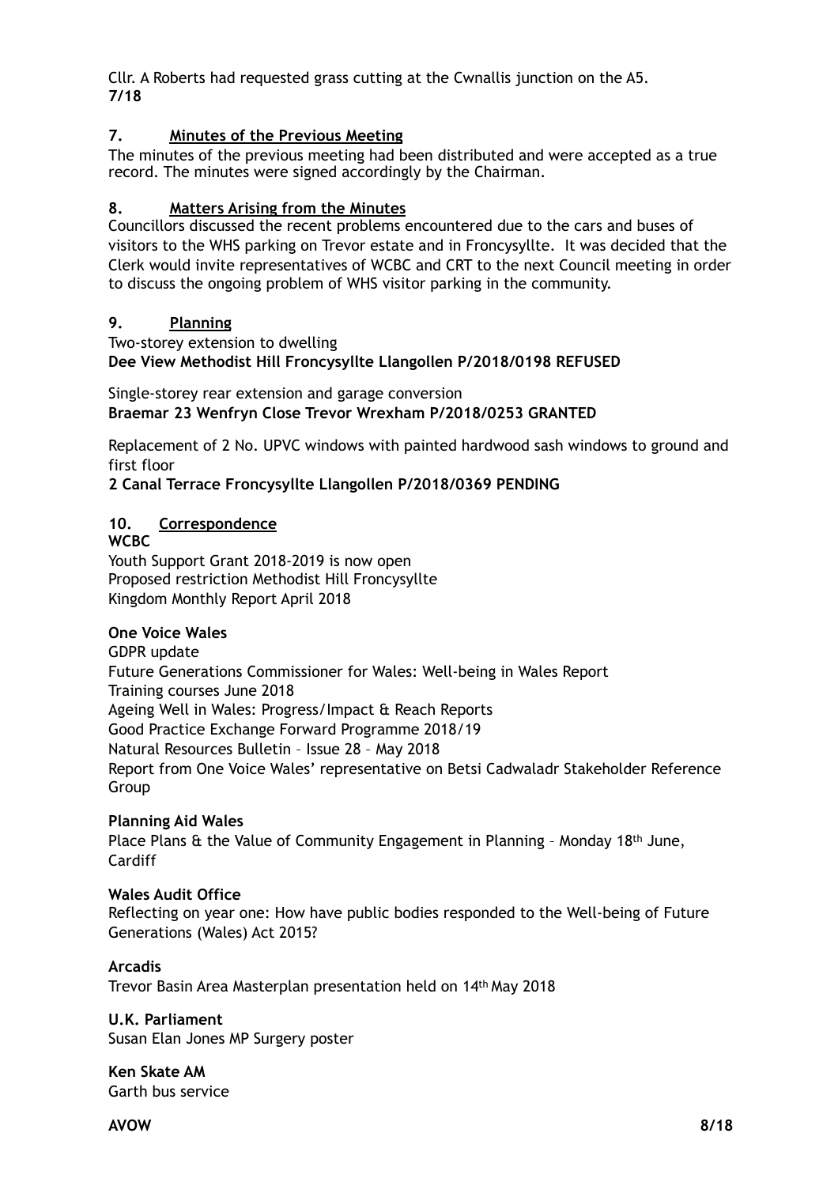Cllr. A Roberts had requested grass cutting at the Cwnallis junction on the A5.
**7/18**

## 7. Minutes of the Previous Meeting

The minutes of the previous meeting had been distributed and were accepted as a true record. The minutes were signed accordingly by the Chairman.

## 8. Matters Arising from the Minutes

Councillors discussed the recent problems encountered due to the cars and buses of visitors to the WHS parking on Trevor estate and in Froncysyllte. It was decided that the Clerk would invite representatives of WCBC and CRT to the next Council meeting in order to discuss the ongoing problem of WHS visitor parking in the community.

## 9. Planning

Two-storey extension to dwelling
**Dee View Methodist Hill Froncysyllte Llangollen P/2018/0198 REFUSED**

Single-storey rear extension and garage conversion
**Braemar 23 Wenfryn Close Trevor Wrexham P/2018/0253 GRANTED**

Replacement of 2 No. UPVC windows with painted hardwood sash windows to ground and first floor
**2 Canal Terrace Froncysyllte Llangollen P/2018/0369 PENDING**

## 10. Correspondence

**WCBC**

Youth Support Grant 2018-2019 is now open
Proposed restriction Methodist Hill Froncysyllte
Kingdom Monthly Report April 2018

**One Voice Wales**

GDPR update
Future Generations Commissioner for Wales: Well-being in Wales Report
Training courses June 2018
Ageing Well in Wales: Progress/Impact & Reach Reports
Good Practice Exchange Forward Programme 2018/19
Natural Resources Bulletin – Issue 28 – May 2018
Report from One Voice Wales' representative on Betsi Cadwaladr Stakeholder Reference Group

**Planning Aid Wales**

Place Plans & the Value of Community Engagement in Planning – Monday 18th June, Cardiff

**Wales Audit Office**

Reflecting on year one: How have public bodies responded to the Well-being of Future Generations (Wales) Act 2015?

**Arcadis**

Trevor Basin Area Masterplan presentation held on 14th May 2018

**U.K. Parliament**

Susan Elan Jones MP Surgery poster

**Ken Skate AM**

Garth bus service

**AVOW** **8/18**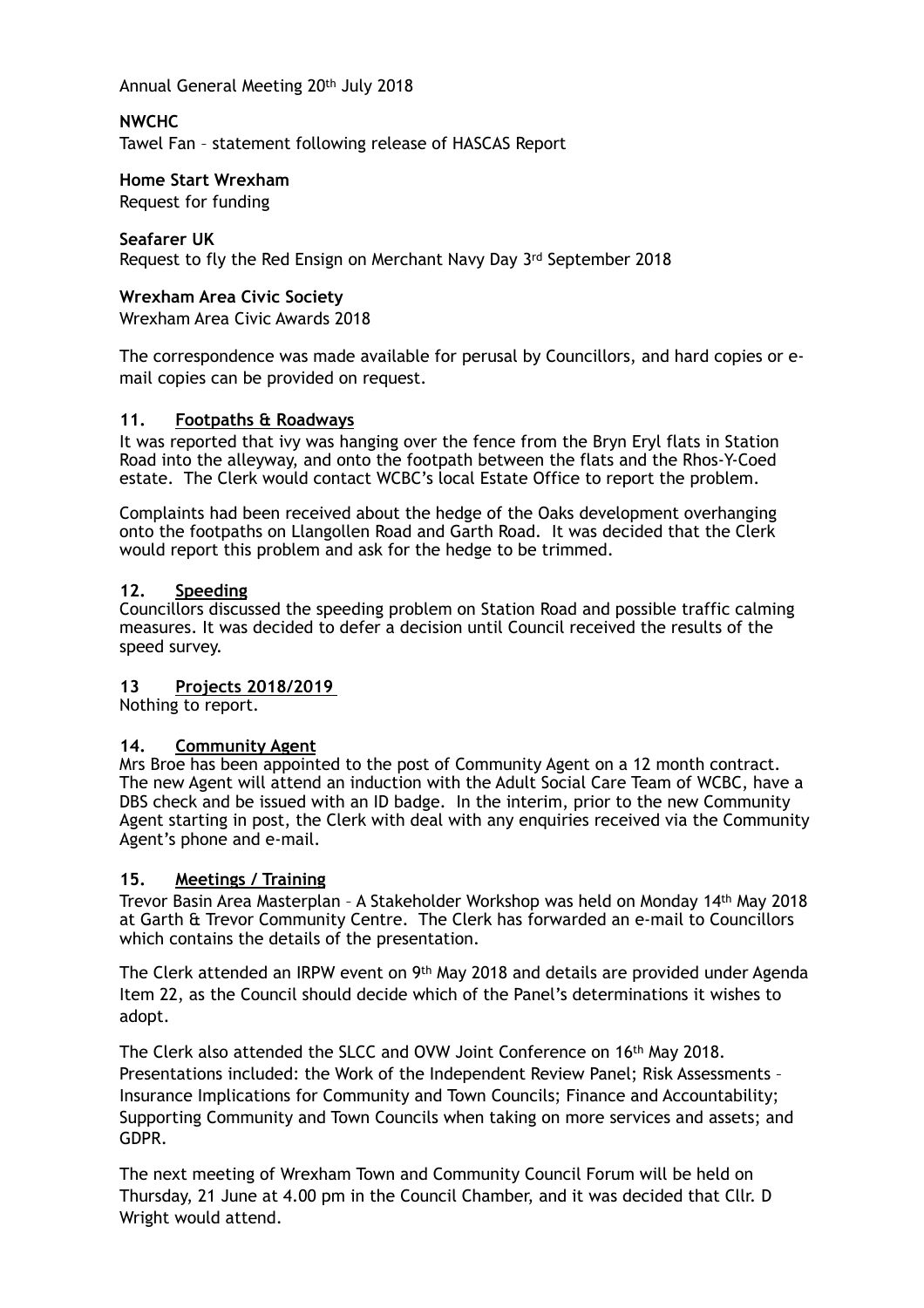Annual General Meeting 20th July 2018

**NWCHC**
Tawel Fan – statement following release of HASCAS Report

**Home Start Wrexham**
Request for funding

**Seafarer UK**
Request to fly the Red Ensign on Merchant Navy Day 3rd September 2018

**Wrexham Area Civic Society**
Wrexham Area Civic Awards 2018

The correspondence was made available for perusal by Councillors, and hard copies or e-mail copies can be provided on request.

## 11. Footpaths & Roadways

It was reported that ivy was hanging over the fence from the Bryn Eryl flats in Station Road into the alleyway, and onto the footpath between the flats and the Rhos-Y-Coed estate. The Clerk would contact WCBC's local Estate Office to report the problem.

Complaints had been received about the hedge of the Oaks development overhanging onto the footpaths on Llangollen Road and Garth Road. It was decided that the Clerk would report this problem and ask for the hedge to be trimmed.

## 12. Speeding

Councillors discussed the speeding problem on Station Road and possible traffic calming measures. It was decided to defer a decision until Council received the results of the speed survey.

## 13 Projects 2018/2019

Nothing to report.

## 14. Community Agent

Mrs Broe has been appointed to the post of Community Agent on a 12 month contract. The new Agent will attend an induction with the Adult Social Care Team of WCBC, have a DBS check and be issued with an ID badge. In the interim, prior to the new Community Agent starting in post, the Clerk with deal with any enquiries received via the Community Agent's phone and e-mail.

## 15. Meetings / Training

Trevor Basin Area Masterplan – A Stakeholder Workshop was held on Monday 14th May 2018 at Garth & Trevor Community Centre. The Clerk has forwarded an e-mail to Councillors which contains the details of the presentation.

The Clerk attended an IRPW event on 9th May 2018 and details are provided under Agenda Item 22, as the Council should decide which of the Panel's determinations it wishes to adopt.

The Clerk also attended the SLCC and OVW Joint Conference on 16th May 2018. Presentations included: the Work of the Independent Review Panel; Risk Assessments – Insurance Implications for Community and Town Councils; Finance and Accountability; Supporting Community and Town Councils when taking on more services and assets; and GDPR.

The next meeting of Wrexham Town and Community Council Forum will be held on Thursday, 21 June at 4.00 pm in the Council Chamber, and it was decided that Cllr. D Wright would attend.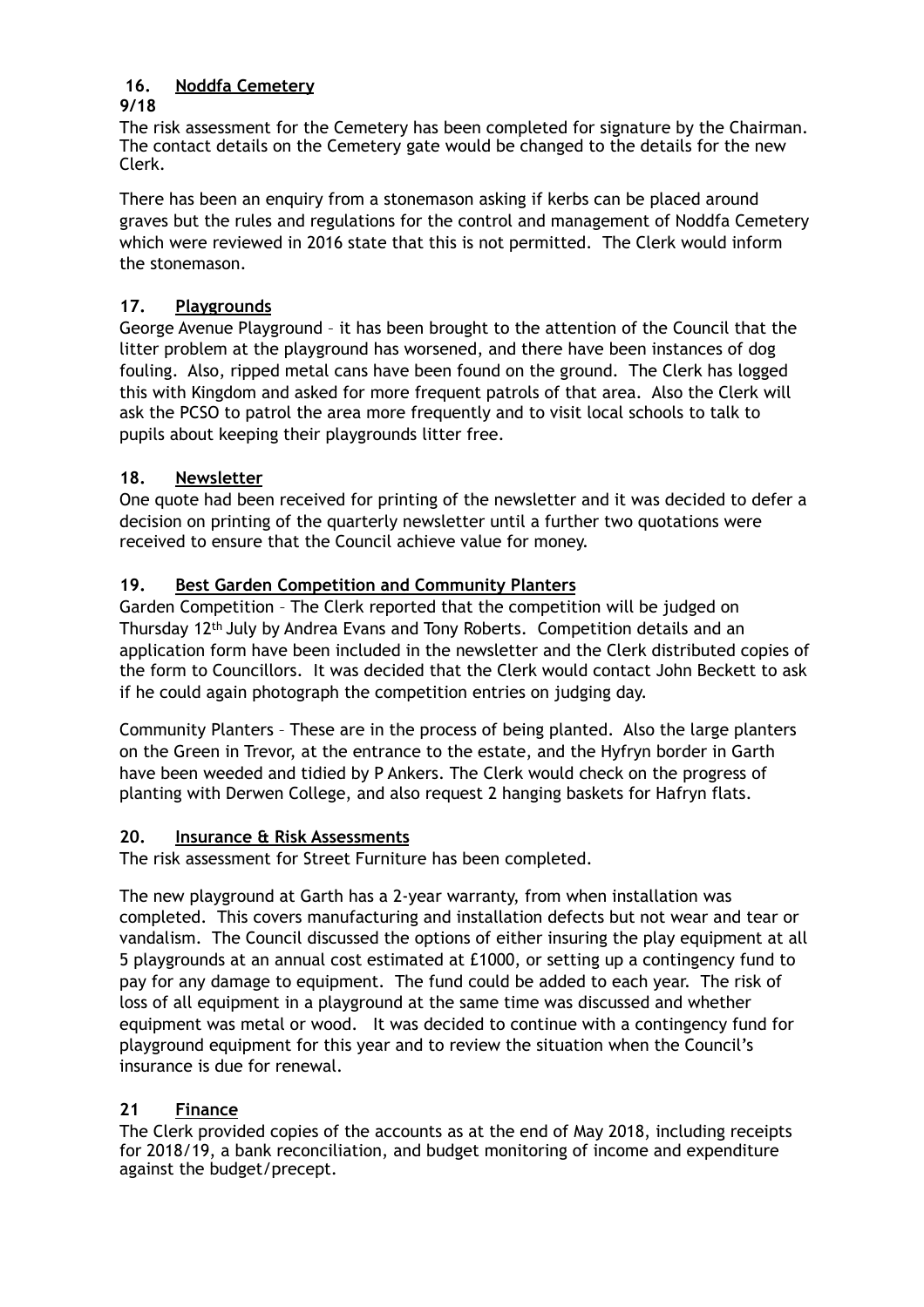## 16. Noddfa Cemetery

**9/18**

The risk assessment for the Cemetery has been completed for signature by the Chairman. The contact details on the Cemetery gate would be changed to the details for the new Clerk.

There has been an enquiry from a stonemason asking if kerbs can be placed around graves but the rules and regulations for the control and management of Noddfa Cemetery which were reviewed in 2016 state that this is not permitted. The Clerk would inform the stonemason.

## 17. Playgrounds

George Avenue Playground – it has been brought to the attention of the Council that the litter problem at the playground has worsened, and there have been instances of dog fouling. Also, ripped metal cans have been found on the ground. The Clerk has logged this with Kingdom and asked for more frequent patrols of that area. Also the Clerk will ask the PCSO to patrol the area more frequently and to visit local schools to talk to pupils about keeping their playgrounds litter free.

## 18. Newsletter

One quote had been received for printing of the newsletter and it was decided to defer a decision on printing of the quarterly newsletter until a further two quotations were received to ensure that the Council achieve value for money.

## 19. Best Garden Competition and Community Planters

Garden Competition – The Clerk reported that the competition will be judged on Thursday 12th July by Andrea Evans and Tony Roberts. Competition details and an application form have been included in the newsletter and the Clerk distributed copies of the form to Councillors. It was decided that the Clerk would contact John Beckett to ask if he could again photograph the competition entries on judging day.

Community Planters – These are in the process of being planted. Also the large planters on the Green in Trevor, at the entrance to the estate, and the Hyfryn border in Garth have been weeded and tidied by P Ankers. The Clerk would check on the progress of planting with Derwen College, and also request 2 hanging baskets for Hafryn flats.

## 20. Insurance & Risk Assessments

The risk assessment for Street Furniture has been completed.

The new playground at Garth has a 2-year warranty, from when installation was completed. This covers manufacturing and installation defects but not wear and tear or vandalism. The Council discussed the options of either insuring the play equipment at all 5 playgrounds at an annual cost estimated at £1000, or setting up a contingency fund to pay for any damage to equipment. The fund could be added to each year. The risk of loss of all equipment in a playground at the same time was discussed and whether equipment was metal or wood. It was decided to continue with a contingency fund for playground equipment for this year and to review the situation when the Council's insurance is due for renewal.

## 21 Finance

The Clerk provided copies of the accounts as at the end of May 2018, including receipts for 2018/19, a bank reconciliation, and budget monitoring of income and expenditure against the budget/precept.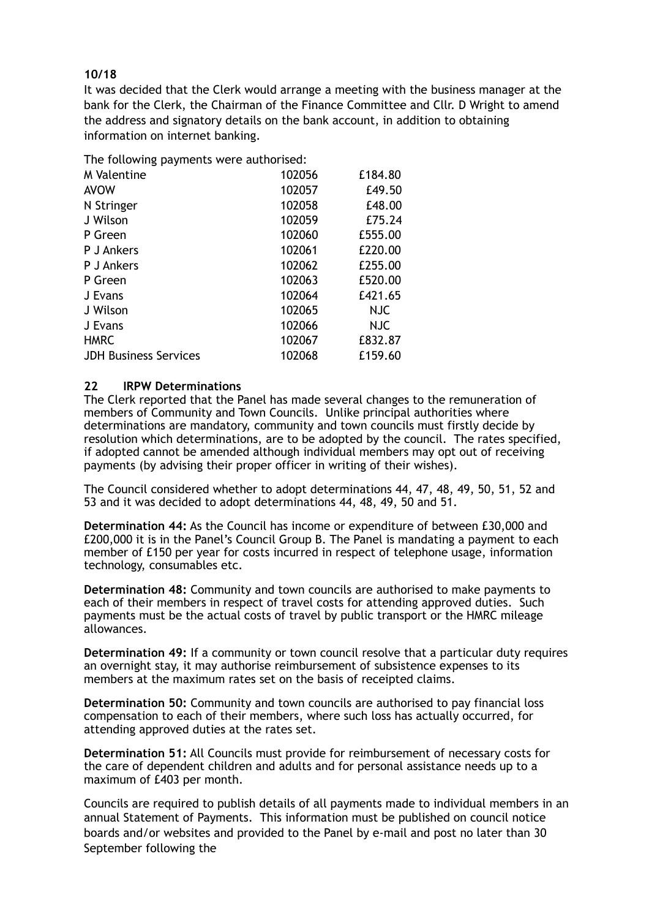**10/18**

It was decided that the Clerk would arrange a meeting with the business manager at the bank for the Clerk, the Chairman of the Finance Committee and Cllr. D Wright to amend the address and signatory details on the bank account, in addition to obtaining information on internet banking.

The following payments were authorised:

| | | |
|---|---|---|
| M Valentine | 102056 | £184.80 |
| AVOW | 102057 | £49.50 |
| N Stringer | 102058 | £48.00 |
| J Wilson | 102059 | £75.24 |
| P Green | 102060 | £555.00 |
| P J Ankers | 102061 | £220.00 |
| P J Ankers | 102062 | £255.00 |
| P Green | 102063 | £520.00 |
| J Evans | 102064 | £421.65 |
| J Wilson | 102065 | NJC |
| J Evans | 102066 | NJC |
| HMRC | 102067 | £832.87 |
| JDH Business Services | 102068 | £159.60 |

**22 IRPW Determinations**

The Clerk reported that the Panel has made several changes to the remuneration of members of Community and Town Councils. Unlike principal authorities where determinations are mandatory, community and town councils must firstly decide by resolution which determinations, are to be adopted by the council. The rates specified, if adopted cannot be amended although individual members may opt out of receiving payments (by advising their proper officer in writing of their wishes).

The Council considered whether to adopt determinations 44, 47, 48, 49, 50, 51, 52 and 53 and it was decided to adopt determinations 44, 48, 49, 50 and 51.

**Determination 44:** As the Council has income or expenditure of between £30,000 and £200,000 it is in the Panel's Council Group B. The Panel is mandating a payment to each member of £150 per year for costs incurred in respect of telephone usage, information technology, consumables etc.

**Determination 48:** Community and town councils are authorised to make payments to each of their members in respect of travel costs for attending approved duties. Such payments must be the actual costs of travel by public transport or the HMRC mileage allowances.

**Determination 49:** If a community or town council resolve that a particular duty requires an overnight stay, it may authorise reimbursement of subsistence expenses to its members at the maximum rates set on the basis of receipted claims.

**Determination 50:** Community and town councils are authorised to pay financial loss compensation to each of their members, where such loss has actually occurred, for attending approved duties at the rates set.

**Determination 51:** All Councils must provide for reimbursement of necessary costs for the care of dependent children and adults and for personal assistance needs up to a maximum of £403 per month.

Councils are required to publish details of all payments made to individual members in an annual Statement of Payments. This information must be published on council notice boards and/or websites and provided to the Panel by e-mail and post no later than 30 September following the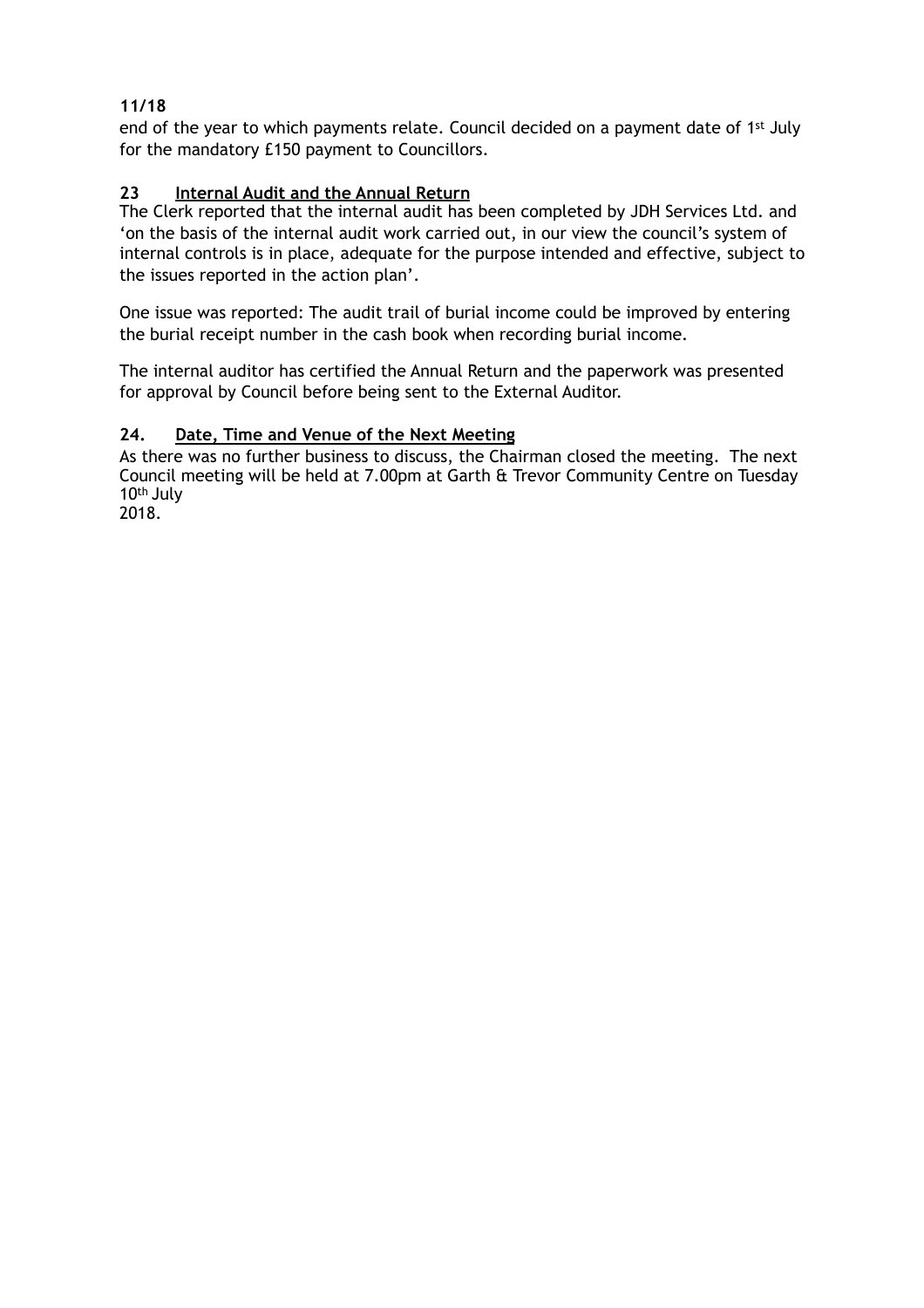**11/18**

end of the year to which payments relate. Council decided on a payment date of 1st July for the mandatory £150 payment to Councillors.

## 23 Internal Audit and the Annual Return

The Clerk reported that the internal audit has been completed by JDH Services Ltd. and 'on the basis of the internal audit work carried out, in our view the council's system of internal controls is in place, adequate for the purpose intended and effective, subject to the issues reported in the action plan'.

One issue was reported: The audit trail of burial income could be improved by entering the burial receipt number in the cash book when recording burial income.

The internal auditor has certified the Annual Return and the paperwork was presented for approval by Council before being sent to the External Auditor.

## 24. Date, Time and Venue of the Next Meeting

As there was no further business to discuss, the Chairman closed the meeting. The next Council meeting will be held at 7.00pm at Garth & Trevor Community Centre on Tuesday 10th July 2018.